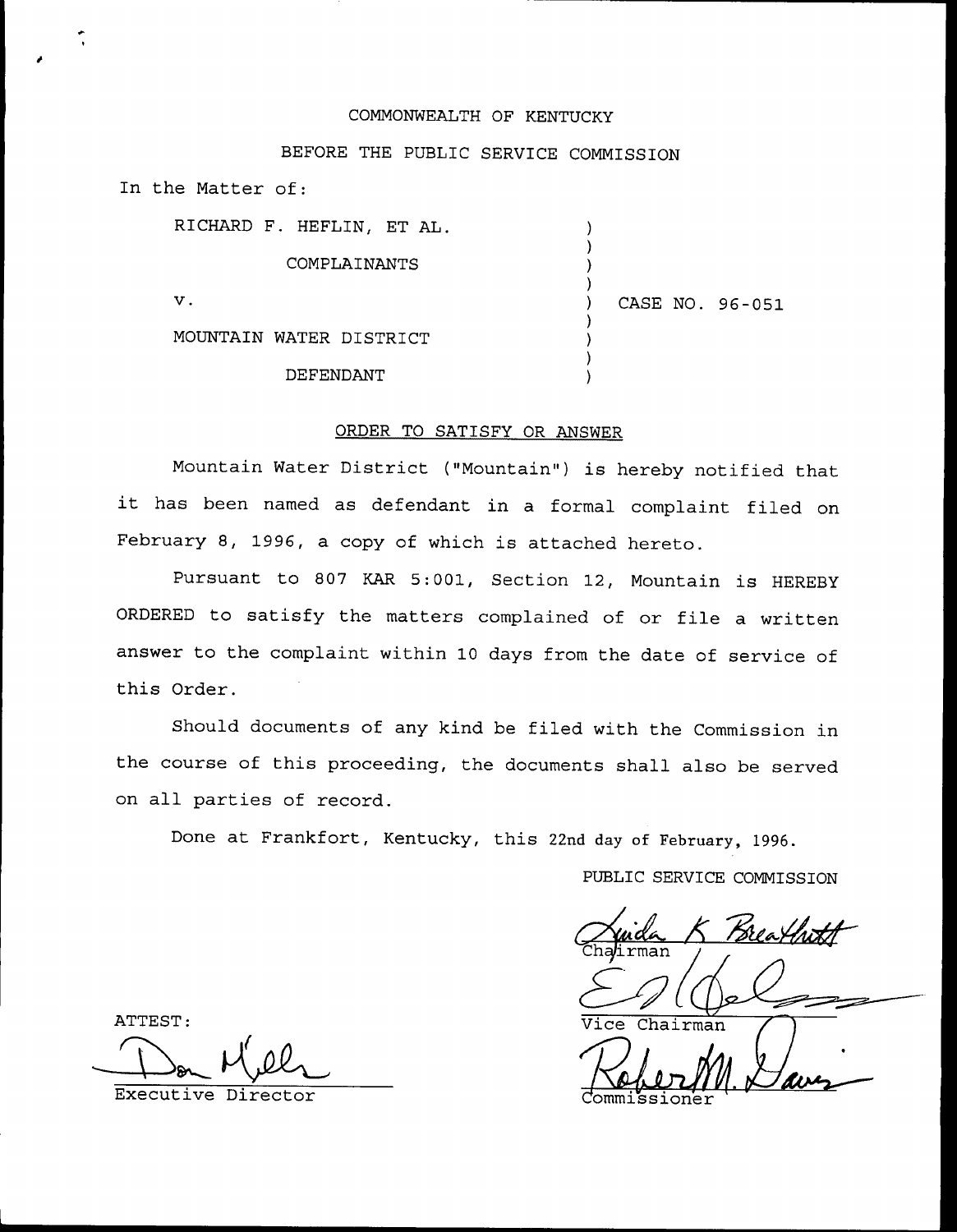COMMONWEALTH OF KENTUCKY

BEFORE THE PUBLIC SERVICE COMMISSION

In the Matter of:

| | | |
|---|---|---|
| RICHARD F. HEFLIN, ET AL. | ) | |
| COMPLAINANTS | ) | |
| v. | ) | CASE NO. 96-051 |
| MOUNTAIN WATER DISTRICT | ) | |
| DEFENDANT | ) | |

ORDER TO SATISFY OR ANSWER

Mountain Water District ("Mountain") is hereby notified that it has been named as defendant in a formal complaint filed on February 8, 1996, a copy of which is attached hereto.

Pursuant to 807 KAR 5:001, Section 12, Mountain is HEREBY ORDERED to satisfy the matters complained of or file a written answer to the complaint within 10 days from the date of service of this Order.

Should documents of any kind be filed with the Commission in the course of this proceeding, the documents shall also be served on all parties of record.

Done at Frankfort, Kentucky, this 22nd day of February, 1996.

PUBLIC SERVICE COMMISSION

Chairman

Vice Chairman

Commissioner

ATTEST:

Executive Director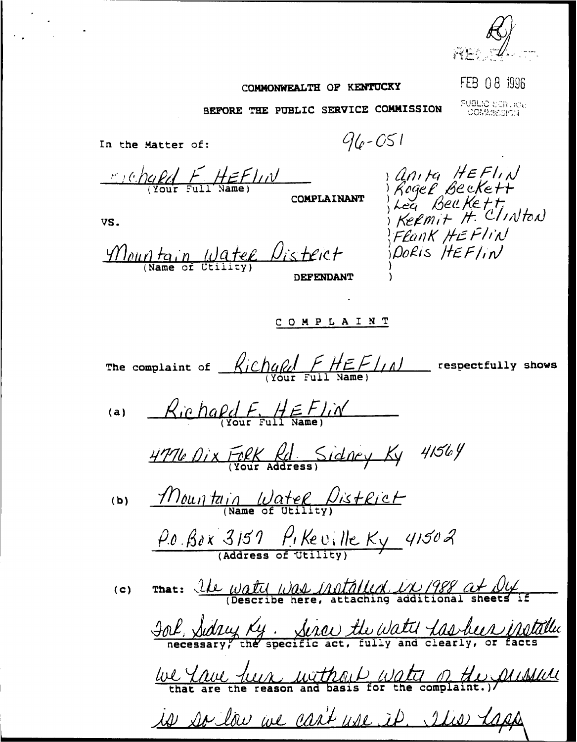FEB 08 1996

PUBLIC SERVICE COMMISSION

COMMONWEALTH OF KENTUCKY

BEFORE THE PUBLIC SERVICE COMMISSION

In the Matter of: 96-051

Richard F. Heflin
(Your Full Name)

COMPLAINANT

) Anita Heflin
) Roger Beckett
) Lea Beckett
) Kermit H. Clinton
) Frank Heflin
) Doris Heflin
)
)

VS.

Mountain Water District
(Name of Utility)

DEFENDANT

## COMPLAINT

The complaint of Richard F Heflin (Your Full Name) respectfully shows

(a) Richard F. Heflin
(Your Full Name)

4776 Dix Fork Rd. Sidney Ky 41564
(Your Address)

(b) Mountain Water District
(Name of Utility)

P.O. Box 3157 Pikeville Ky 41502
(Address of Utility)

(c) That: The water was installed in 1988 at Dix Fork, Sidney Ky. Since the water has been installed we have been without water or the pressure is so low we can't use it. This happ
(Describe here, attaching additional sheets if necessary, the specific act, fully and clearly, or facts that are the reason and basis for the complaint.)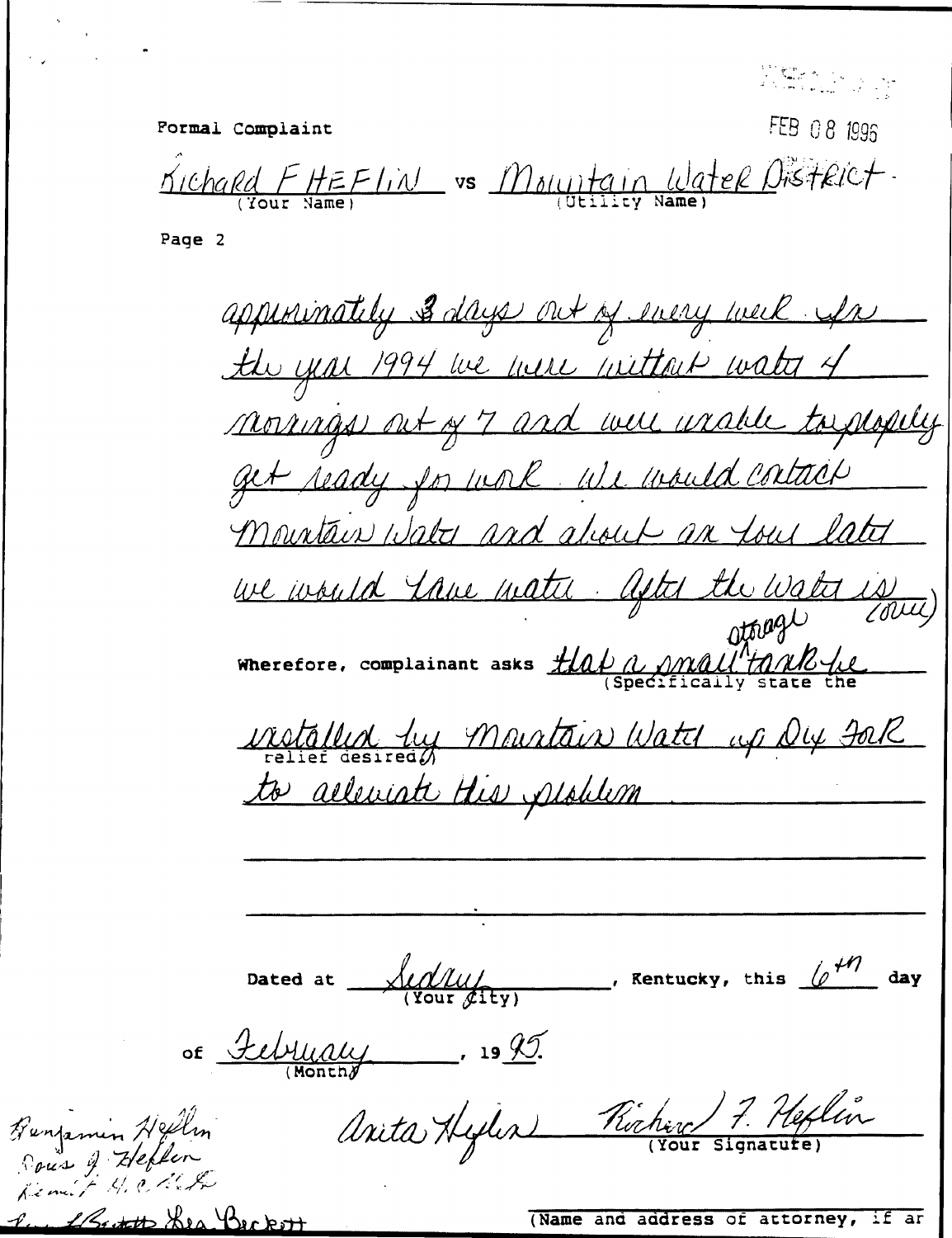FEB 08 1995

Formal Complaint

Richard F HEFLIN vs Mountain Water District
(Your Name) (Utility Name)

Page 2

approximately 3 days out of every week. For the year 1994 we were without water 4 mornings out of 7 and were unable to properly get ready for work. We would contact Mountain Water and about an hour later we would have water. After the Water is (over)

Wherefore, complainant asks that a small storage tank be installed by Mountain Water up Dry Fork to alleviate this problem
(Specifically state the relief desired)

Dated at Sidney, Kentucky, this 6th day
(Your City)

of February, 1995.
(Month)

Anita Heflin Richard F. Heflin
(Your Signature)

Benjamin Heflin
Rous J. Heflin

(Name and address of attorney, if ar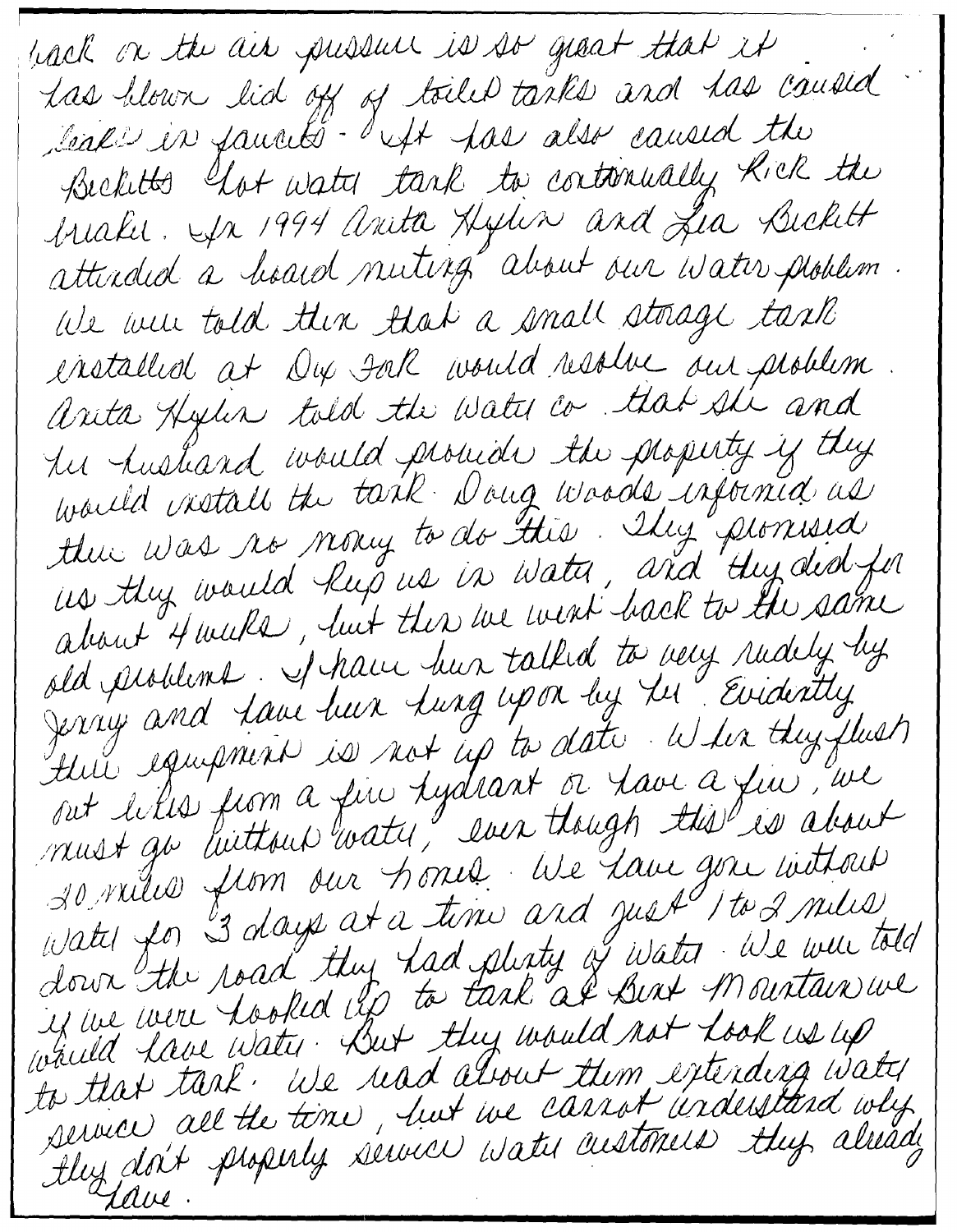back on the air pressure is so great that it has blown lid off of toilet tanks and has caused leaks in faucets - It has also caused the Becketts hot water tank to continually kick the breaker. In 1994 Anita Hylin and Lea Beckett attended a board meeting about our water problem. We were told then that a small storage tank installed at Dry Fork would resolve our problem. Anita Hylin told the water co. that she and her husband would provide the property if they would install the tank. Doug Woods informed us there was no money to do this. They promised us they would keep us in water, and they did for about 4 weeks, but then we went back to the same old problems. I have been talked to very rudely by Jerry and have been hung upon by her. Evidently their equipment is not up to date. When they flush out lines from a fire hydrant or have a fire, we must go without water, even though this is about 20 miles from our homes. We have gone without water for 3 days at a time and just 1 to 2 miles down the road they had plenty of water. We were told if we were hooked up to tank at Burt Mountain we would have water. But they would not hook us up to that tank. We read about them extending water service all the time, but we cannot understand why they don't properly service water customers they already have.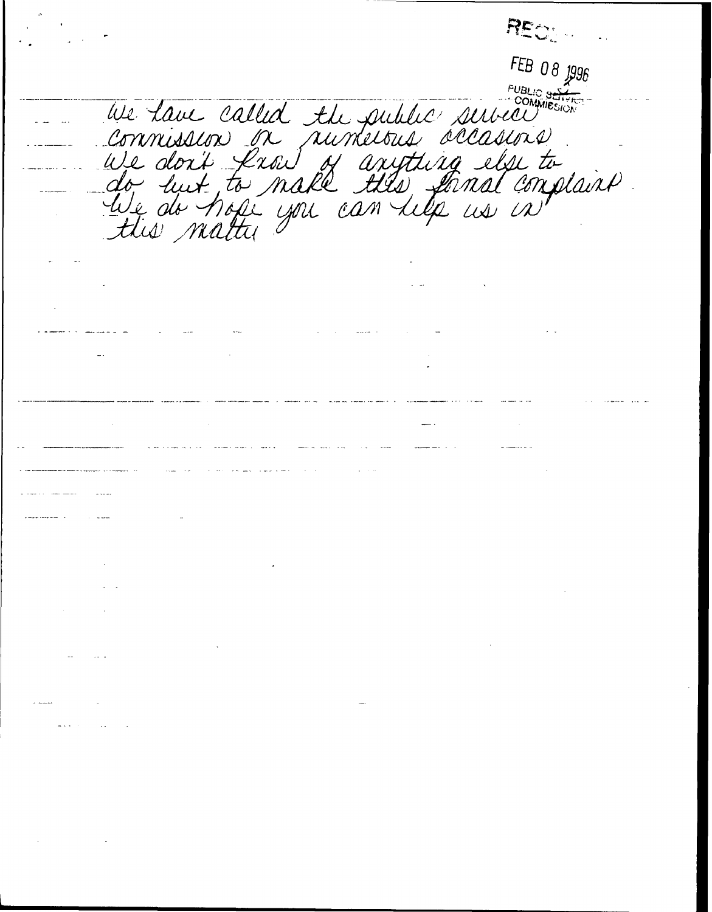RECEIVED

FEB 08 1996

PUBLIC SERVICE COMMISSION

We have called the public service commission on numerous occasions. We don't know of anything else to do but to make this formal complaint. We do hope you can help us in this matter.